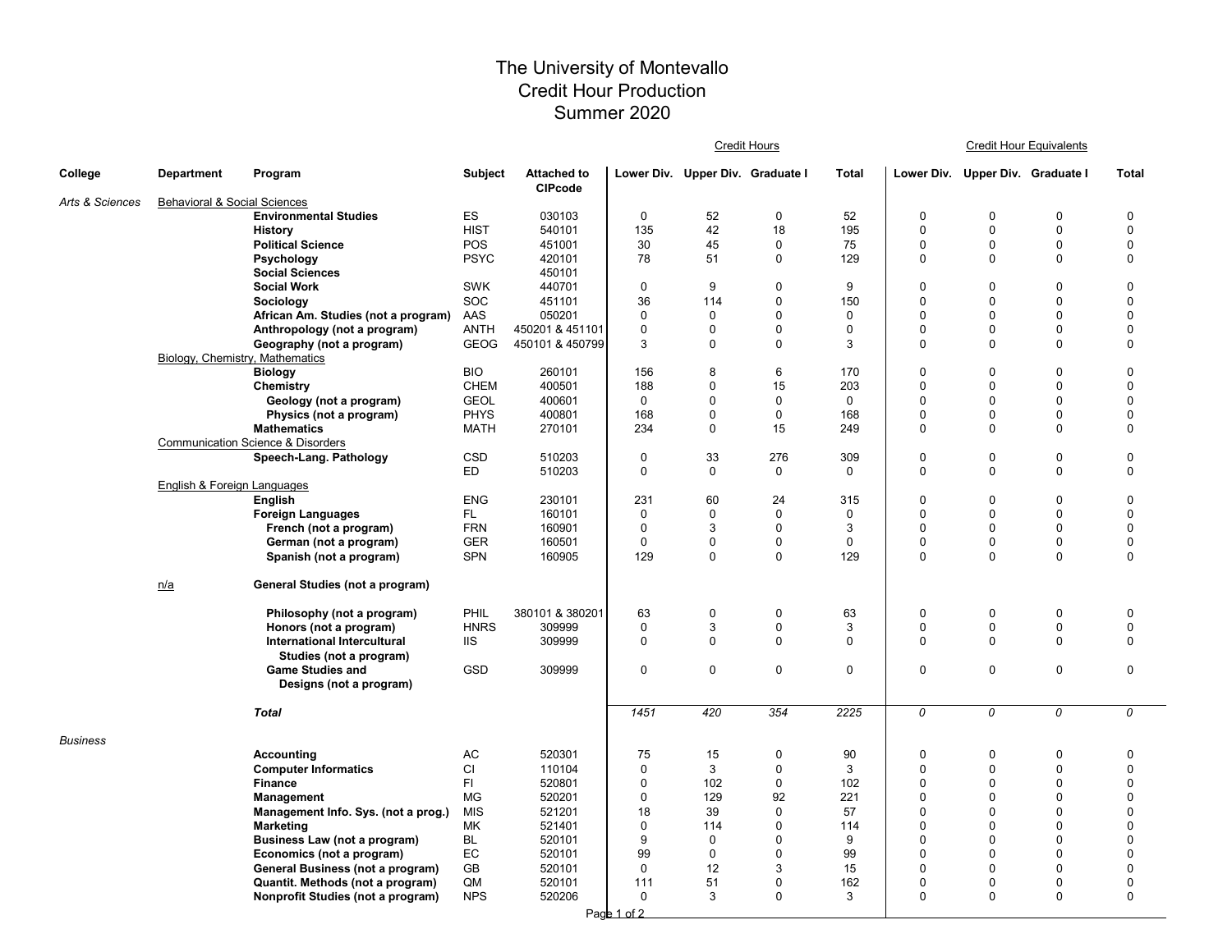# The University of Montevallo
## Credit Hour Production
## Summer 2020

| College | Department | Program | Subject | Attached to CIPcode | Credit Hours | | | | Credit Hour Equivalents | | | |
|---|---|---|---|---|---|---|---|---|---|---|---|---|
| | | | | | Lower Div. | Upper Div. | Graduate I | Total | Lower Div. | Upper Div. | Graduate I | Total |
| *Arts & Sciences* | Behavioral & Social Sciences | | | | | | | | | | | |
| | | **Environmental Studies** | ES | 030103 | 0 | 52 | 0 | 52 | 0 | 0 | 0 | 0 |
| | | **History** | HIST | 540101 | 135 | 42 | 18 | 195 | 0 | 0 | 0 | 0 |
| | | **Political Science** | POS | 451001 | 30 | 45 | 0 | 75 | 0 | 0 | 0 | 0 |
| | | **Psychology** | PSYC | 420101 | 78 | 51 | 0 | 129 | 0 | 0 | 0 | 0 |
| | | **Social Sciences** | | 450101 | | | | | | | | |
| | | **Social Work** | SWK | 440701 | 0 | 9 | 0 | 9 | 0 | 0 | 0 | 0 |
| | | **Sociology** | SOC | 451101 | 36 | 114 | 0 | 150 | 0 | 0 | 0 | 0 |
| | | **African Am. Studies (not a program)** | AAS | 050201 | 0 | 0 | 0 | 0 | 0 | 0 | 0 | 0 |
| | | **Anthropology (not a program)** | ANTH | 450201 & 451101 | 0 | 0 | 0 | 0 | 0 | 0 | 0 | 0 |
| | | **Geography (not a program)** | GEOG | 450101 & 450799 | 3 | 0 | 0 | 3 | 0 | 0 | 0 | 0 |
| | Biology, Chemistry, Mathematics | | | | | | | | | | | |
| | | **Biology** | BIO | 260101 | 156 | 8 | 6 | 170 | 0 | 0 | 0 | 0 |
| | | **Chemistry** | CHEM | 400501 | 188 | 0 | 15 | 203 | 0 | 0 | 0 | 0 |
| | | **Geology (not a program)** | GEOL | 400601 | 0 | 0 | 0 | 0 | 0 | 0 | 0 | 0 |
| | | **Physics (not a program)** | PHYS | 400801 | 168 | 0 | 0 | 168 | 0 | 0 | 0 | 0 |
| | | **Mathematics** | MATH | 270101 | 234 | 0 | 15 | 249 | 0 | 0 | 0 | 0 |
| | Communication Science & Disorders | | | | | | | | | | | |
| | | **Speech-Lang. Pathology** | CSD | 510203 | 0 | 33 | 276 | 309 | 0 | 0 | 0 | 0 |
| | | | ED | 510203 | 0 | 0 | 0 | 0 | 0 | 0 | 0 | 0 |
| | English & Foreign Languages | | | | | | | | | | | |
| | | **English** | ENG | 230101 | 231 | 60 | 24 | 315 | 0 | 0 | 0 | 0 |
| | | **Foreign Languages** | FL | 160101 | 0 | 0 | 0 | 0 | 0 | 0 | 0 | 0 |
| | | **French (not a program)** | FRN | 160901 | 0 | 3 | 0 | 3 | 0 | 0 | 0 | 0 |
| | | **German (not a program)** | GER | 160501 | 0 | 0 | 0 | 0 | 0 | 0 | 0 | 0 |
| | | **Spanish (not a program)** | SPN | 160905 | 129 | 0 | 0 | 129 | 0 | 0 | 0 | 0 |
| | n/a | **General Studies (not a program)** | | | | | | | | | | |
| | | **Philosophy (not a program)** | PHIL | 380101 & 380201 | 63 | 0 | 0 | 63 | 0 | 0 | 0 | 0 |
| | | **Honors (not a program)** | HNRS | 309999 | 0 | 3 | 0 | 3 | 0 | 0 | 0 | 0 |
| | | **International Intercultural Studies (not a program)** | IIS | 309999 | 0 | 0 | 0 | 0 | 0 | 0 | 0 | 0 |
| | | **Game Studies and Designs (not a program)** | GSD | 309999 | 0 | 0 | 0 | 0 | 0 | 0 | 0 | 0 |
| | | ***Total*** | | | *1451* | *420* | *354* | *2225* | *0* | *0* | *0* | *0* |
| *Business* | | | | | | | | | | | | |
| | | **Accounting** | AC | 520301 | 75 | 15 | 0 | 90 | 0 | 0 | 0 | 0 |
| | | **Computer Informatics** | CI | 110104 | 0 | 3 | 0 | 3 | 0 | 0 | 0 | 0 |
| | | **Finance** | FI | 520801 | 0 | 102 | 0 | 102 | 0 | 0 | 0 | 0 |
| | | **Management** | MG | 520201 | 0 | 129 | 92 | 221 | 0 | 0 | 0 | 0 |
| | | **Management Info. Sys. (not a prog.)** | MIS | 521201 | 18 | 39 | 0 | 57 | 0 | 0 | 0 | 0 |
| | | **Marketing** | MK | 521401 | 0 | 114 | 0 | 114 | 0 | 0 | 0 | 0 |
| | | **Business Law (not a program)** | BL | 520101 | 9 | 0 | 0 | 9 | 0 | 0 | 0 | 0 |
| | | **Economics (not a program)** | EC | 520101 | 99 | 0 | 0 | 99 | 0 | 0 | 0 | 0 |
| | | **General Business (not a program)** | GB | 520101 | 0 | 12 | 3 | 15 | 0 | 0 | 0 | 0 |
| | | **Quantit. Methods (not a program)** | QM | 520101 | 111 | 51 | 0 | 162 | 0 | 0 | 0 | 0 |
| | | **Nonprofit Studies (not a program)** | NPS | 520206 | 0 | 3 | 0 | 3 | 0 | 0 | 0 | 0 |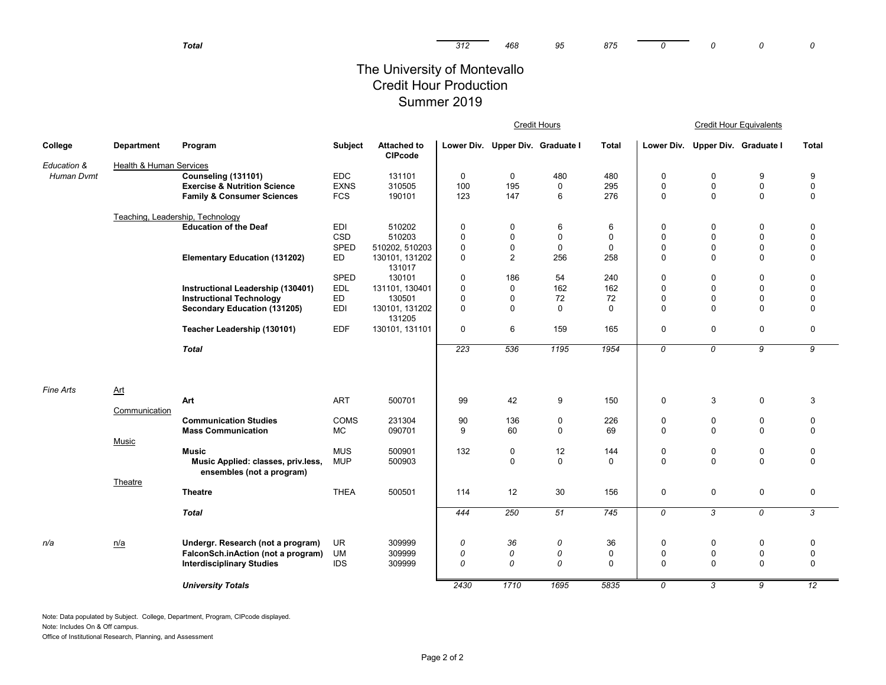| | | | | | | | | | | | | |
|---|---|---|---|---|---|---|---|---|---|---|---|---|
| | | *Total* | | | *312* | *468* | *95* | *875* | *0* | *0* | *0* | *0* |

# The University of Montevallo
## Credit Hour Production
## Summer 2019

| College | Department | Program | Subject | Attached to CIPcode | Credit Hours: Lower Div. | Credit Hours: Upper Div. | Credit Hours: Graduate I | Credit Hours: Total | Credit Hour Equivalents: Lower Div. | Credit Hour Equivalents: Upper Div. | Credit Hour Equivalents: Graduate I | Credit Hour Equivalents: Total |
|---|---|---|---|---|---|---|---|---|---|---|---|---|
| *Education & Human Dvmt* | Health & Human Services | | | | | | | | | | | |
| | | **Counseling (131101)** | EDC | 131101 | 0 | 0 | 480 | 480 | 0 | 0 | 9 | 9 |
| | | **Exercise & Nutrition Science** | EXNS | 310505 | 100 | 195 | 0 | 295 | 0 | 0 | 0 | 0 |
| | | **Family & Consumer Sciences** | FCS | 190101 | 123 | 147 | 6 | 276 | 0 | 0 | 0 | 0 |
| | Teaching, Leadership, Technology | | | | | | | | | | | |
| | | **Education of the Deaf** | EDI | 510202 | 0 | 0 | 6 | 6 | 0 | 0 | 0 | 0 |
| | | | CSD | 510203 | 0 | 0 | 0 | 0 | 0 | 0 | 0 | 0 |
| | | | SPED | 510202, 510203 | 0 | 0 | 0 | 0 | 0 | 0 | 0 | 0 |
| | | **Elementary Education (131202)** | ED | 130101, 131202 131017 | 0 | 2 | 256 | 258 | 0 | 0 | 0 | 0 |
| | | | SPED | 130101 | 0 | 186 | 54 | 240 | 0 | 0 | 0 | 0 |
| | | **Instructional Leadership (130401)** | EDL | 131101, 130401 | 0 | 0 | 162 | 162 | 0 | 0 | 0 | 0 |
| | | **Instructional Technology** | ED | 130501 | 0 | 0 | 72 | 72 | 0 | 0 | 0 | 0 |
| | | **Secondary Education (131205)** | EDI | 130101, 131202 131205 | 0 | 0 | 0 | 0 | 0 | 0 | 0 | 0 |
| | | **Teacher Leadership (130101)** | EDF | 130101, 131101 | 0 | 6 | 159 | 165 | 0 | 0 | 0 | 0 |
| | | ***Total*** | | | *223* | *536* | *1195* | *1954* | *0* | *0* | *9* | *9* |
| *Fine Arts* | Art | | | | | | | | | | | |
| | | **Art** | ART | 500701 | 99 | 42 | 9 | 150 | 0 | 3 | 0 | 3 |
| | Communication | | | | | | | | | | | |
| | | **Communication Studies** | COMS | 231304 | 90 | 136 | 0 | 226 | 0 | 0 | 0 | 0 |
| | | **Mass Communication** | MC | 090701 | 9 | 60 | 0 | 69 | 0 | 0 | 0 | 0 |
| | Music | | | | | | | | | | | |
| | | **Music** | MUS | 500901 | 132 | 0 | 12 | 144 | 0 | 0 | 0 | 0 |
| | | **Music Applied: classes, priv.less, ensembles (not a program)** | MUP | 500903 | | 0 | 0 | 0 | 0 | 0 | 0 | 0 |
| | Theatre | | | | | | | | | | | |
| | | **Theatre** | THEA | 500501 | 114 | 12 | 30 | 156 | 0 | 0 | 0 | 0 |
| | | ***Total*** | | | *444* | *250* | *51* | *745* | *0* | *3* | *0* | *3* |
| *n/a* | n/a | **Undergr. Research (not a program)** | UR | 309999 | *0* | *36* | *0* | 36 | 0 | 0 | 0 | 0 |
| | | **FalconSch.inAction (not a program)** | UM | 309999 | *0* | *0* | *0* | 0 | 0 | 0 | 0 | 0 |
| | | **Interdisciplinary Studies** | IDS | 309999 | *0* | *0* | *0* | 0 | 0 | 0 | 0 | 0 |
| | | ***University Totals*** | | | *2430* | *1710* | *1695* | *5835* | *0* | *3* | *9* | *12* |

Note: Data populated by Subject. College, Department, Program, CIPcode displayed.

Note: Includes On & Off campus.

Office of Institutional Research, Planning, and Assessment